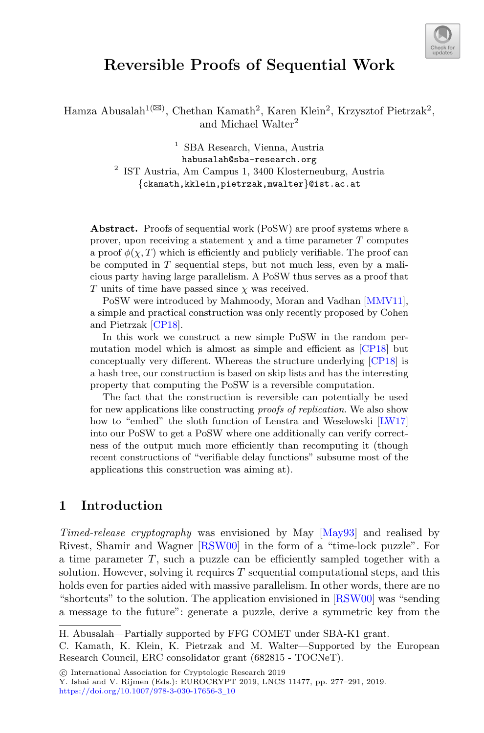# Reversible Proofs of Sequential Work

Hamza Abusalah[1(✉)], Chethan Kamath[2], Karen Klein[2], Krzysztof Pietrzak[2], and Michael Walter[2]

[1] SBA Research, Vienna, Austria
habusalah@sba-research.org

[2] IST Austria, Am Campus 1, 3400 Klosterneuburg, Austria
{ckamath,kklein,pietrzak,mwalter}@ist.ac.at

**Abstract.** Proofs of sequential work (PoSW) are proof systems where a prover, upon receiving a statement $\chi$ and a time parameter $T$ computes a proof $\phi(\chi, T)$ which is efficiently and publicly verifiable. The proof can be computed in $T$ sequential steps, but not much less, even by a malicious party having large parallelism. A PoSW thus serves as a proof that $T$ units of time have passed since $\chi$ was received.

PoSW were introduced by Mahmoody, Moran and Vadhan [MMV11], a simple and practical construction was only recently proposed by Cohen and Pietrzak [CP18].

In this work we construct a new simple PoSW in the random permutation model which is almost as simple and efficient as [CP18] but conceptually very different. Whereas the structure underlying [CP18] is a hash tree, our construction is based on skip lists and has the interesting property that computing the PoSW is a reversible computation.

The fact that the construction is reversible can potentially be used for new applications like constructing *proofs of replication*. We also show how to "embed" the sloth function of Lenstra and Weselowski [LW17] into our PoSW to get a PoSW where one additionally can verify correctness of the output much more efficiently than recomputing it (though recent constructions of "verifiable delay functions" subsume most of the applications this construction was aiming at).

## 1 Introduction

*Timed-release cryptography* was envisioned by May [May93] and realised by Rivest, Shamir and Wagner [RSW00] in the form of a "time-lock puzzle". For a time parameter $T$, such a puzzle can be efficiently sampled together with a solution. However, solving it requires $T$ sequential computational steps, and this holds even for parties aided with massive parallelism. In other words, there are no "shortcuts" to the solution. The application envisioned in [RSW00] was "sending a message to the future": generate a puzzle, derive a symmetric key from the

---

H. Abusalah—Partially supported by FFG COMET under SBA-K1 grant.

C. Kamath, K. Klein, K. Pietrzak and M. Walter—Supported by the European Research Council, ERC consolidator grant (682815 - TOCNeT).

© International Association for Cryptologic Research 2019
Y. Ishai and V. Rijmen (Eds.): EUROCRYPT 2019, LNCS 11477, pp. 277–291, 2019.
https://doi.org/10.1007/978-3-030-17656-3_10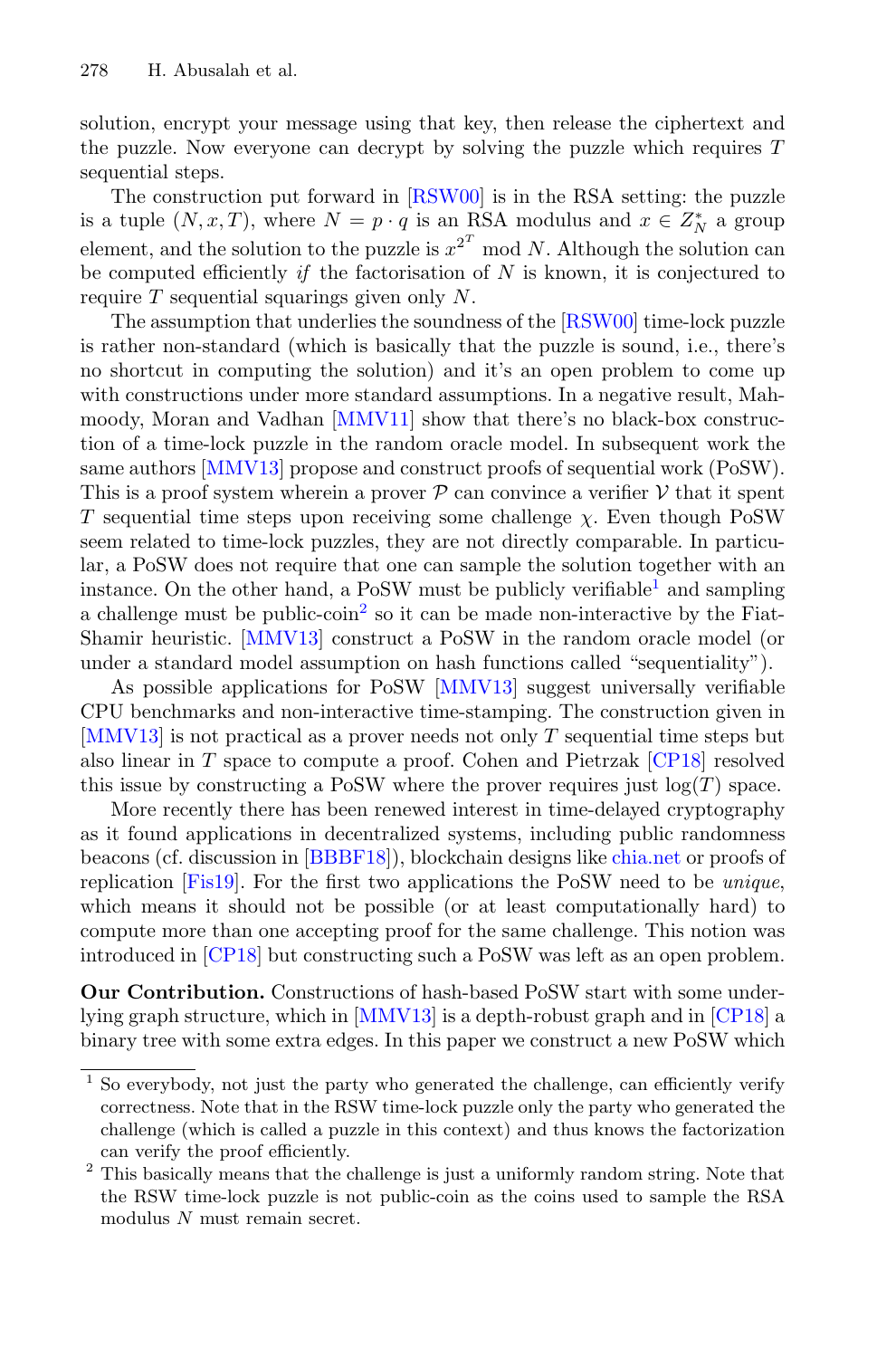solution, encrypt your message using that key, then release the ciphertext and the puzzle. Now everyone can decrypt by solving the puzzle which requires $T$ sequential steps.

The construction put forward in [RSW00] is in the RSA setting: the puzzle is a tuple $(N, x, T)$, where $N = p \cdot q$ is an RSA modulus and $x \in Z_N^*$ a group element, and the solution to the puzzle is $x^{2^T} \bmod N$. Although the solution can be computed efficiently *if* the factorisation of $N$ is known, it is conjectured to require $T$ sequential squarings given only $N$.

The assumption that underlies the soundness of the [RSW00] time-lock puzzle is rather non-standard (which is basically that the puzzle is sound, i.e., there's no shortcut in computing the solution) and it's an open problem to come up with constructions under more standard assumptions. In a negative result, Mahmoody, Moran and Vadhan [MMV11] show that there's no black-box construction of a time-lock puzzle in the random oracle model. In subsequent work the same authors [MMV13] propose and construct proofs of sequential work (PoSW). This is a proof system wherein a prover $\mathcal{P}$ can convince a verifier $\mathcal{V}$ that it spent $T$ sequential time steps upon receiving some challenge $\chi$. Even though PoSW seem related to time-lock puzzles, they are not directly comparable. In particular, a PoSW does not require that one can sample the solution together with an instance. On the other hand, a PoSW must be publicly verifiable[1] and sampling a challenge must be public-coin[2] so it can be made non-interactive by the Fiat-Shamir heuristic. [MMV13] construct a PoSW in the random oracle model (or under a standard model assumption on hash functions called "sequentiality").

As possible applications for PoSW [MMV13] suggest universally verifiable CPU benchmarks and non-interactive time-stamping. The construction given in [MMV13] is not practical as a prover needs not only $T$ sequential time steps but also linear in $T$ space to compute a proof. Cohen and Pietrzak [CP18] resolved this issue by constructing a PoSW where the prover requires just $\log(T)$ space.

More recently there has been renewed interest in time-delayed cryptography as it found applications in decentralized systems, including public randomness beacons (cf. discussion in [BBBF18]), blockchain designs like chia.net or proofs of replication [Fis19]. For the first two applications the PoSW need to be *unique*, which means it should not be possible (or at least computationally hard) to compute more than one accepting proof for the same challenge. This notion was introduced in [CP18] but constructing such a PoSW was left as an open problem.

**Our Contribution.** Constructions of hash-based PoSW start with some underlying graph structure, which in [MMV13] is a depth-robust graph and in [CP18] a binary tree with some extra edges. In this paper we construct a new PoSW which

---

[1] So everybody, not just the party who generated the challenge, can efficiently verify correctness. Note that in the RSW time-lock puzzle only the party who generated the challenge (which is called a puzzle in this context) and thus knows the factorization can verify the proof efficiently.

[2] This basically means that the challenge is just a uniformly random string. Note that the RSW time-lock puzzle is not public-coin as the coins used to sample the RSA modulus $N$ must remain secret.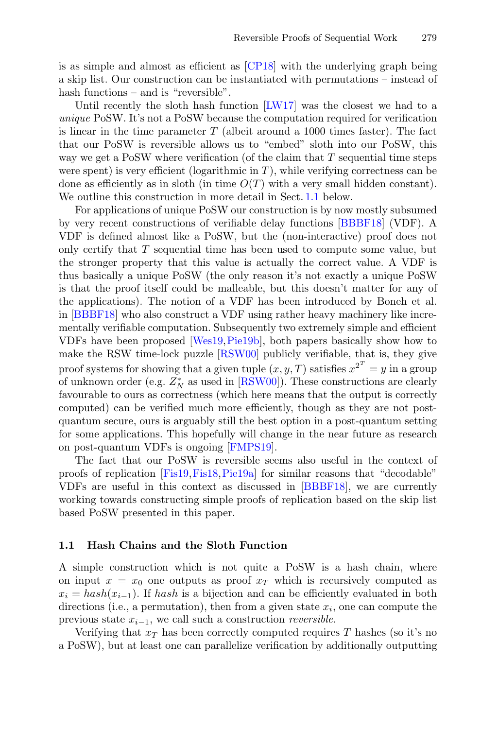is as simple and almost as efficient as [CP18] with the underlying graph being a skip list. Our construction can be instantiated with permutations – instead of hash functions – and is "reversible".

Until recently the sloth hash function [LW17] was the closest we had to a *unique* PoSW. It's not a PoSW because the computation required for verification is linear in the time parameter $T$ (albeit around a 1000 times faster). The fact that our PoSW is reversible allows us to "embed" sloth into our PoSW, this way we get a PoSW where verification (of the claim that $T$ sequential time steps were spent) is very efficient (logarithmic in $T$), while verifying correctness can be done as efficiently as in sloth (in time $O(T)$ with a very small hidden constant). We outline this construction in more detail in Sect. 1.1 below.

For applications of unique PoSW our construction is by now mostly subsumed by very recent constructions of verifiable delay functions [BBBF18] (VDF). A VDF is defined almost like a PoSW, but the (non-interactive) proof does not only certify that $T$ sequential time has been used to compute some value, but the stronger property that this value is actually the correct value. A VDF is thus basically a unique PoSW (the only reason it's not exactly a unique PoSW is that the proof itself could be malleable, but this doesn't matter for any of the applications). The notion of a VDF has been introduced by Boneh et al. in [BBBF18] who also construct a VDF using rather heavy machinery like incrementally verifiable computation. Subsequently two extremely simple and efficient VDFs have been proposed [Wes19, Pie19b], both papers basically show how to make the RSW time-lock puzzle [RSW00] publicly verifiable, that is, they give proof systems for showing that a given tuple $(x, y, T)$ satisfies $x^{2^T} = y$ in a group of unknown order (e.g. $Z_N^*$ as used in [RSW00]). These constructions are clearly favourable to ours as correctness (which here means that the output is correctly computed) can be verified much more efficiently, though as they are not post-quantum secure, ours is arguably still the best option in a post-quantum setting for some applications. This hopefully will change in the near future as research on post-quantum VDFs is ongoing [FMPS19].

The fact that our PoSW is reversible seems also useful in the context of proofs of replication [Fis19, Fis18, Pie19a] for similar reasons that "decodable" VDFs are useful in this context as discussed in [BBBF18], we are currently working towards constructing simple proofs of replication based on the skip list based PoSW presented in this paper.

### 1.1 Hash Chains and the Sloth Function

A simple construction which is not quite a PoSW is a hash chain, where on input $x = x_0$ one outputs as proof $x_T$ which is recursively computed as $x_i = hash(x_{i-1})$. If *hash* is a bijection and can be efficiently evaluated in both directions (i.e., a permutation), then from a given state $x_i$, one can compute the previous state $x_{i-1}$, we call such a construction *reversible*.

Verifying that $x_T$ has been correctly computed requires $T$ hashes (so it's no a PoSW), but at least one can parallelize verification by additionally outputting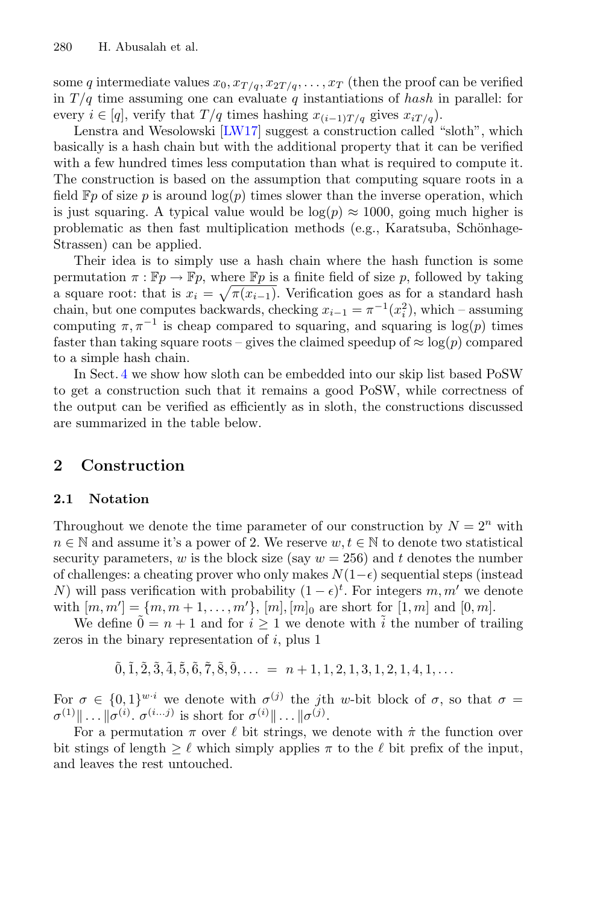some $q$ intermediate values $x_0, x_{T/q}, x_{2T/q}, \ldots, x_T$ (then the proof can be verified in $T/q$ time assuming one can evaluate $q$ instantiations of *hash* in parallel: for every $i \in [q]$, verify that $T/q$ times hashing $x_{(i-1)T/q}$ gives $x_{iT/q}$).

Lenstra and Wesolowski [LW17] suggest a construction called "sloth", which basically is a hash chain but with the additional property that it can be verified with a few hundred times less computation than what is required to compute it. The construction is based on the assumption that computing square roots in a field $\mathbb{F}p$ of size $p$ is around $\log(p)$ times slower than the inverse operation, which is just squaring. A typical value would be $\log(p) \approx 1000$, going much higher is problematic as then fast multiplication methods (e.g., Karatsuba, Schönhage-Strassen) can be applied.

Their idea is to simply use a hash chain where the hash function is some permutation $\pi : \mathbb{F}p \to \mathbb{F}p$, where $\mathbb{F}p$ is a finite field of size $p$, followed by taking a square root: that is $x_i = \sqrt{\pi(x_{i-1})}$. Verification goes as for a standard hash chain, but one computes backwards, checking $x_{i-1} = \pi^{-1}(x_i^2)$, which – assuming computing $\pi, \pi^{-1}$ is cheap compared to squaring, and squaring is $\log(p)$ times faster than taking square roots – gives the claimed speedup of $\approx \log(p)$ compared to a simple hash chain.

In Sect. 4 we show how sloth can be embedded into our skip list based PoSW to get a construction such that it remains a good PoSW, while correctness of the output can be verified as efficiently as in sloth, the constructions discussed are summarized in the table below.

## 2 Construction

### 2.1 Notation

Throughout we denote the time parameter of our construction by $N = 2^n$ with $n \in \mathbb{N}$ and assume it's a power of 2. We reserve $w, t \in \mathbb{N}$ to denote two statistical security parameters, $w$ is the block size (say $w = 256$) and $t$ denotes the number of challenges: a cheating prover who only makes $N(1-\epsilon)$ sequential steps (instead $N$) will pass verification with probability $(1-\epsilon)^t$. For integers $m, m'$ we denote with $[m, m'] = \{m, m+1, \ldots, m'\}$, $[m], [m]_0$ are short for $[1, m]$ and $[0, m]$.

We define $\tilde{0} = n + 1$ and for $i \geq 1$ we denote with $\tilde{i}$ the number of trailing zeros in the binary representation of $i$, plus 1

$$\tilde{0}, \tilde{1}, \tilde{2}, \tilde{3}, \tilde{4}, \tilde{5}, \tilde{6}, \tilde{7}, \tilde{8}, \tilde{9}, \ldots \;=\; n+1, 1, 2, 1, 3, 1, 2, 1, 4, 1, \ldots$$

For $\sigma \in \{0,1\}^{w \cdot i}$ we denote with $\sigma^{(j)}$ the $j$th $w$-bit block of $\sigma$, so that $\sigma = \sigma^{(1)} \| \ldots \| \sigma^{(i)}$. $\sigma^{(i \ldots j)}$ is short for $\sigma^{(i)} \| \ldots \| \sigma^{(j)}$.

For a permutation $\pi$ over $\ell$ bit strings, we denote with $\dot{\pi}$ the function over bit stings of length $\geq \ell$ which simply applies $\pi$ to the $\ell$ bit prefix of the input, and leaves the rest untouched.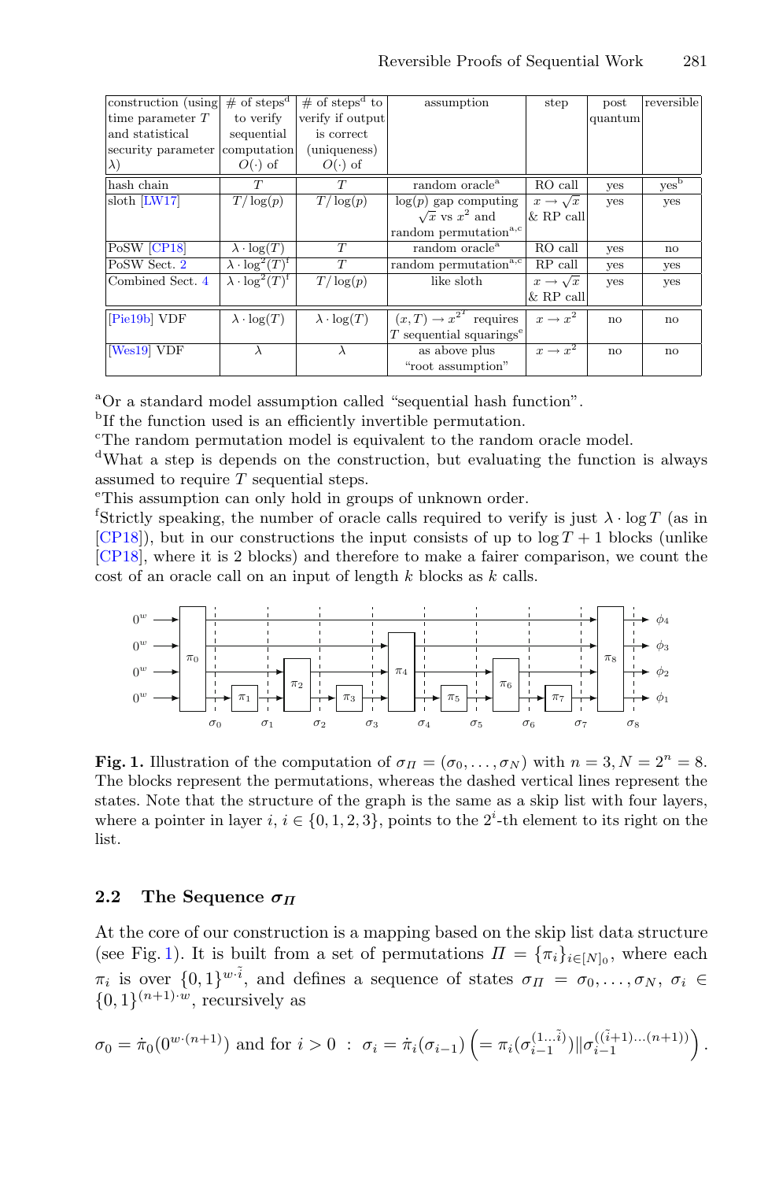| construction (using time parameter $T$ and statistical security parameter $\lambda$) | # of steps[d] to verify sequential computation $O(\cdot)$ of | # of steps[d] to verify if output is correct (uniqueness) $O(\cdot)$ of | assumption | step | post quantum | reversible |
|---|---|---|---|---|---|---|
| hash chain | $T$ | $T$ | random oracle[a] | RO call | yes | yes[b] |
| sloth [LW17] | $T/\log(p)$ | $T/\log(p)$ | $\log(p)$ gap computing $\sqrt{x}$ vs $x^2$ and random permutation[a,c] | $x \to \sqrt{x}$ & RP call | yes | yes |
| PoSW [CP18] | $\lambda \cdot \log(T)$ | $T$ | random oracle[a] | RO call | yes | no |
| PoSW Sect. 2 | $\lambda \cdot \log^2(T)$[f] | $T$ | random permutation[a,c] | RP call | yes | yes |
| Combined Sect. 4 | $\lambda \cdot \log^2(T)$[f] | $T/\log(p)$ | like sloth | $x \to \sqrt{x}$ & RP call | yes | yes |
| [Pie19b] VDF | $\lambda \cdot \log(T)$ | $\lambda \cdot \log(T)$ | $(x,T) \to x^{2^T}$ requires $T$ sequential squarings[e] | $x \to x^2$ | no | no |
| [Wes19] VDF | $\lambda$ | $\lambda$ | as above plus "root assumption" | $x \to x^2$ | no | no |

[a]Or a standard model assumption called "sequential hash function".

[b]If the function used is an efficiently invertible permutation.

[c]The random permutation model is equivalent to the random oracle model.

[d]What a step is depends on the construction, but evaluating the function is always assumed to require $T$ sequential steps.

[e]This assumption can only hold in groups of unknown order.

[f]Strictly speaking, the number of oracle calls required to verify is just $\lambda \cdot \log T$ (as in [CP18]), but in our constructions the input consists of up to $\log T + 1$ blocks (unlike [CP18], where it is 2 blocks) and therefore to make a fairer comparison, we count the cost of an oracle call on an input of length $k$ blocks as $k$ calls.

**Fig. 1.** Illustration of the computation of $\sigma_\Pi = (\sigma_0, \ldots, \sigma_N)$ with $n = 3, N = 2^n = 8$. The blocks represent the permutations, whereas the dashed vertical lines represent the states. Note that the structure of the graph is the same as a skip list with four layers, where a pointer in layer $i$, $i \in \{0, 1, 2, 3\}$, points to the $2^i$-th element to its right on the list.

### 2.2 The Sequence $\sigma_\Pi$

At the core of our construction is a mapping based on the skip list data structure (see Fig. 1). It is built from a set of permutations $\Pi = \{\pi_i\}_{i \in [N]_0}$, where each $\pi_i$ is over $\{0,1\}^{w \cdot \tilde{i}}$, and defines a sequence of states $\sigma_\Pi = \sigma_0, \ldots, \sigma_N$, $\sigma_i \in \{0,1\}^{(n+1) \cdot w}$, recursively as

$$\sigma_0 = \dot{\pi}_0(0^{w \cdot (n+1)}) \text{ and for } i > 0 \ : \ \sigma_i = \dot{\pi}_i(\sigma_{i-1}) \left( = \pi_i(\sigma_{i-1}^{(1 \ldots \tilde{i})}) \| \sigma_{i-1}^{((\tilde{i}+1) \ldots (n+1))} \right).$$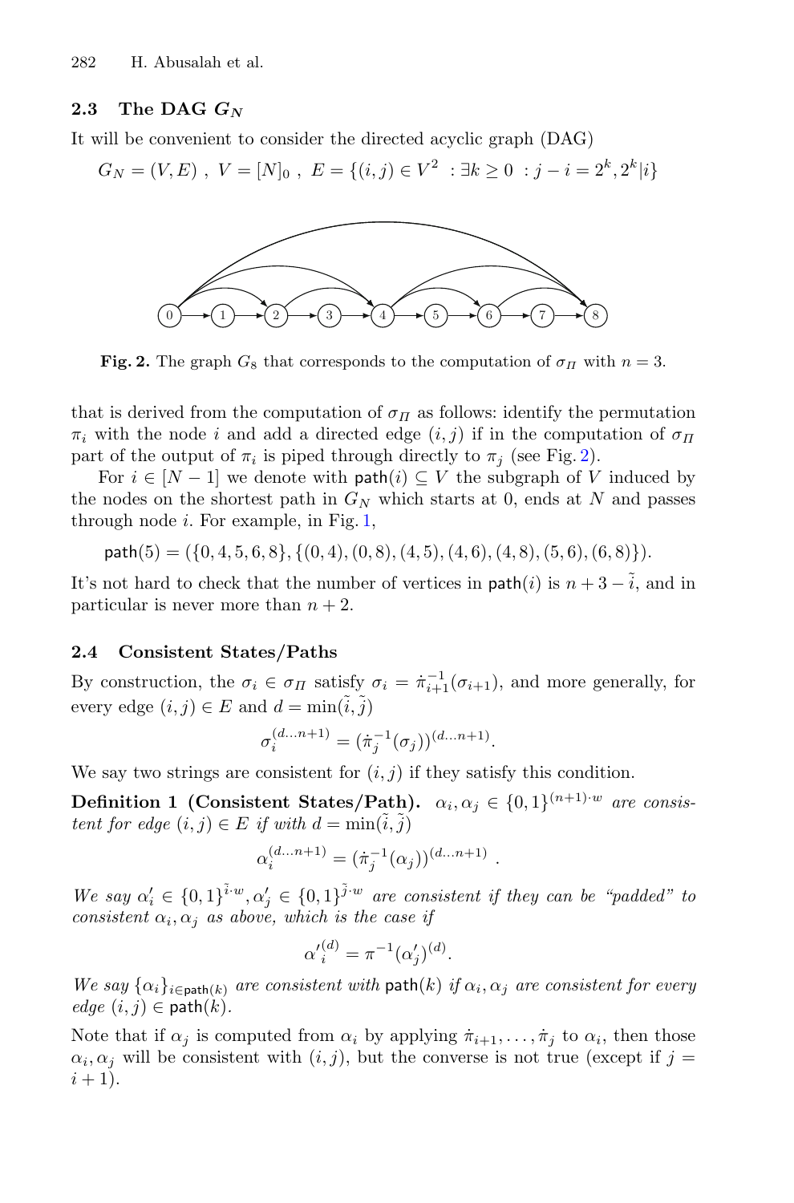### 2.3 The DAG $G_N$

It will be convenient to consider the directed acyclic graph (DAG)

$$G_N = (V, E)\ ,\ V = [N]_0\ ,\ E = \{(i,j) \in V^2\ : \exists k \geq 0\ : j - i = 2^k, 2^k | i\}$$

**Fig. 2.** The graph $G_8$ that corresponds to the computation of $\sigma_\Pi$ with $n = 3$.

that is derived from the computation of $\sigma_\Pi$ as follows: identify the permutation $\pi_i$ with the node $i$ and add a directed edge $(i, j)$ if in the computation of $\sigma_\Pi$ part of the output of $\pi_i$ is piped through directly to $\pi_j$ (see Fig. 2).

For $i \in [N-1]$ we denote with $\mathsf{path}(i) \subseteq V$ the subgraph of $V$ induced by the nodes on the shortest path in $G_N$ which starts at 0, ends at $N$ and passes through node $i$. For example, in Fig. 1,

$$\mathsf{path}(5) = (\{0,4,5,6,8\}, \{(0,4),(0,8),(4,5),(4,6),(4,8),(5,6),(6,8)\}).$$

It's not hard to check that the number of vertices in $\mathsf{path}(i)$ is $n + 3 - \tilde{i}$, and in particular is never more than $n + 2$.

### 2.4 Consistent States/Paths

By construction, the $\sigma_i \in \sigma_\Pi$ satisfy $\sigma_i = \dot{\pi}_{i+1}^{-1}(\sigma_{i+1})$, and more generally, for every edge $(i,j) \in E$ and $d = \min(\tilde{i}, \tilde{j})$

$$\sigma_i^{(d \dots n+1)} = (\dot{\pi}_j^{-1}(\sigma_j))^{(d \dots n+1)}.$$

We say two strings are consistent for $(i, j)$ if they satisfy this condition.

**Definition 1 (Consistent States/Path).** *$\alpha_i, \alpha_j \in \{0,1\}^{(n+1)\cdot w}$ are consistent for edge $(i,j) \in E$ if with $d = \min(\tilde{i}, \tilde{j})$*

$$\alpha_i^{(d \dots n+1)} = (\dot{\pi}_j^{-1}(\alpha_j))^{(d \dots n+1)}\ .$$

*We say $\alpha'_i \in \{0,1\}^{\tilde{i}\cdot w}, \alpha'_j \in \{0,1\}^{\tilde{j}\cdot w}$ are consistent if they can be "padded" to consistent $\alpha_i, \alpha_j$ as above, which is the case if*

$$\alpha'^{(d)}_i = \pi^{-1}(\alpha'_j)^{(d)}.$$

*We say $\{\alpha_i\}_{i \in \mathsf{path}(k)}$ are consistent with $\mathsf{path}(k)$ if $\alpha_i, \alpha_j$ are consistent for every edge $(i,j) \in \mathsf{path}(k)$.*

Note that if $\alpha_j$ is computed from $\alpha_i$ by applying $\dot{\pi}_{i+1}, \dots, \dot{\pi}_j$ to $\alpha_i$, then those $\alpha_i, \alpha_j$ will be consistent with $(i,j)$, but the converse is not true (except if $j = i + 1$).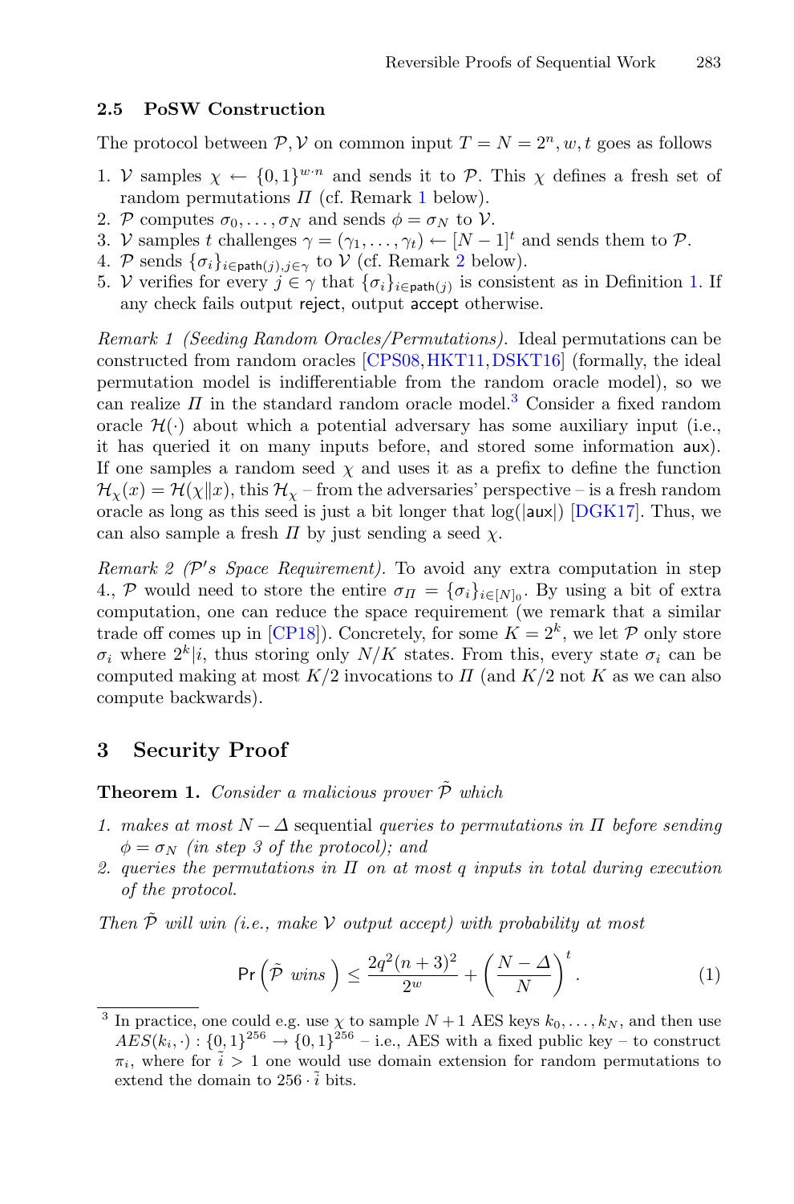### 2.5 PoSW Construction

The protocol between $\mathcal{P}, \mathcal{V}$ on common input $T = N = 2^n, w, t$ goes as follows

1. $\mathcal{V}$ samples $\chi \leftarrow \{0,1\}^{w \cdot n}$ and sends it to $\mathcal{P}$. This $\chi$ defines a fresh set of random permutations $\Pi$ (cf. Remark 1 below).
2. $\mathcal{P}$ computes $\sigma_0, \ldots, \sigma_N$ and sends $\phi = \sigma_N$ to $\mathcal{V}$.
3. $\mathcal{V}$ samples $t$ challenges $\gamma = (\gamma_1, \ldots, \gamma_t) \leftarrow [N-1]^t$ and sends them to $\mathcal{P}$.
4. $\mathcal{P}$ sends $\{\sigma_i\}_{i \in \mathsf{path}(j), j \in \gamma}$ to $\mathcal{V}$ (cf. Remark 2 below).
5. $\mathcal{V}$ verifies for every $j \in \gamma$ that $\{\sigma_i\}_{i \in \mathsf{path}(j)}$ is consistent as in Definition 1. If any check fails output $\mathsf{reject}$, output $\mathsf{accept}$ otherwise.

*Remark 1 (Seeding Random Oracles/Permutations).* Ideal permutations can be constructed from random oracles [CPS08, HKT11, DSKT16] (formally, the ideal permutation model is indifferentiable from the random oracle model), so we can realize $\Pi$ in the standard random oracle model.[3] Consider a fixed random oracle $\mathcal{H}(\cdot)$ about which a potential adversary has some auxiliary input (i.e., it has queried it on many inputs before, and stored some information $\mathsf{aux}$). If one samples a random seed $\chi$ and uses it as a prefix to define the function $\mathcal{H}_\chi(x) = \mathcal{H}(\chi \| x)$, this $\mathcal{H}_\chi$ – from the adversaries' perspective – is a fresh random oracle as long as this seed is just a bit longer that $\log(|\mathsf{aux}|)$ [DGK17]. Thus, we can also sample a fresh $\Pi$ by just sending a seed $\chi$.

*Remark 2 ($\mathcal{P}'s$ Space Requirement).* To avoid any extra computation in step 4., $\mathcal{P}$ would need to store the entire $\sigma_\Pi = \{\sigma_i\}_{i \in [N]_0}$. By using a bit of extra computation, one can reduce the space requirement (we remark that a similar trade off comes up in [CP18]). Concretely, for some $K = 2^k$, we let $\mathcal{P}$ only store $\sigma_i$ where $2^k | i$, thus storing only $N/K$ states. From this, every state $\sigma_i$ can be computed making at most $K/2$ invocations to $\Pi$ (and $K/2$ not $K$ as we can also compute backwards).

## 3 Security Proof

**Theorem 1.** *Consider a malicious prover $\tilde{\mathcal{P}}$ which*

1. *makes at most $N - \Delta$* sequential *queries to permutations in $\Pi$ before sending $\phi = \sigma_N$ (in step 3 of the protocol); and*
2. *queries the permutations in $\Pi$ on at most $q$ inputs in total during execution of the protocol.*

*Then $\tilde{\mathcal{P}}$ will win (i.e., make $\mathcal{V}$ output accept) with probability at most*

$$\Pr\left(\tilde{\mathcal{P}} \text{ wins}\right) \leq \frac{2q^2(n+3)^2}{2^w} + \left(\frac{N-\Delta}{N}\right)^t. \tag{1}$$

[3] In practice, one could e.g. use $\chi$ to sample $N+1$ AES keys $k_0, \ldots, k_N$, and then use $AES(k_i, \cdot) : \{0,1\}^{256} \to \{0,1\}^{256}$ – i.e., AES with a fixed public key – to construct $\pi_i$, where for $\tilde{i} > 1$ one would use domain extension for random permutations to extend the domain to $256 \cdot \tilde{i}$ bits.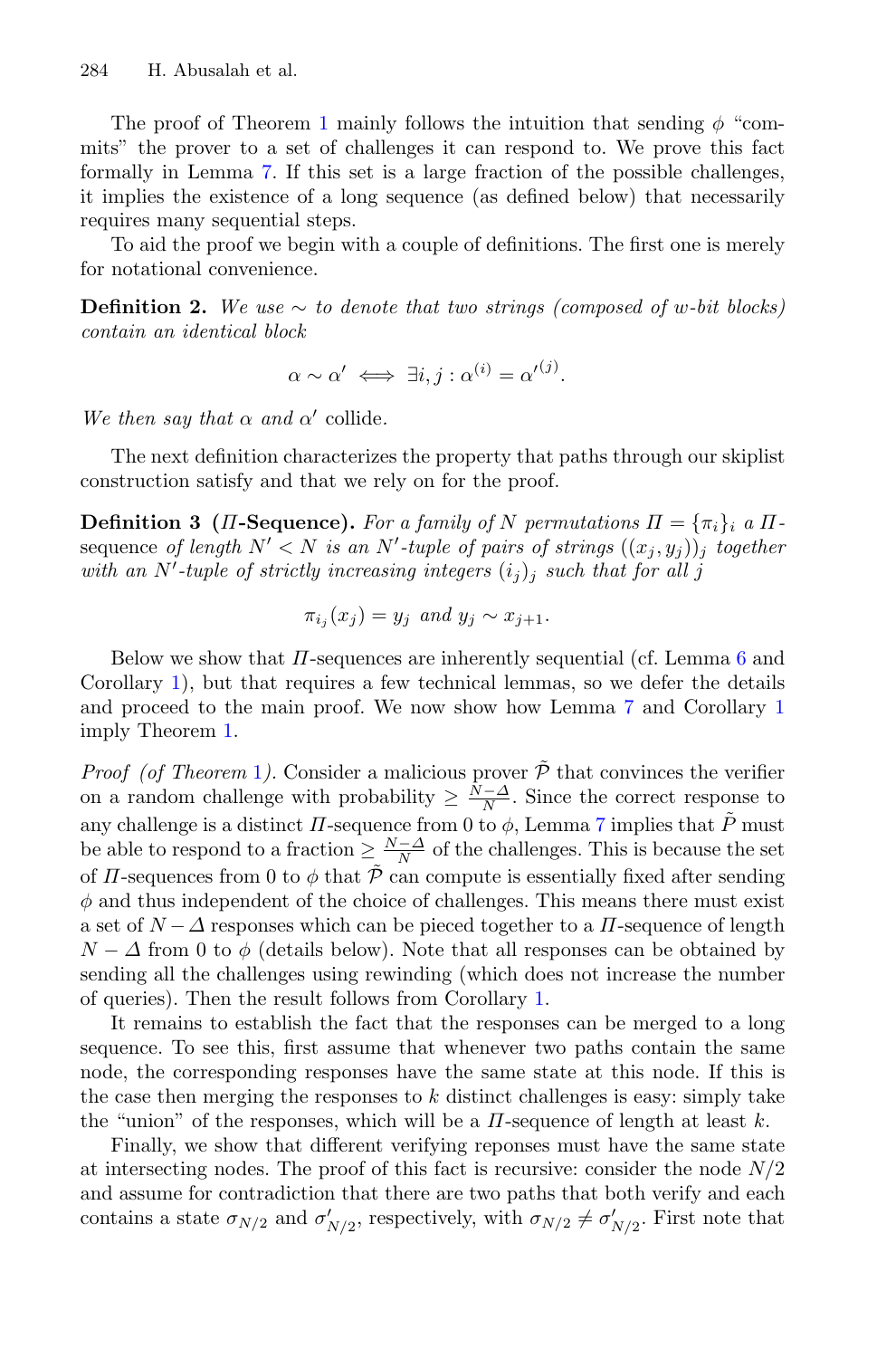The proof of Theorem 1 mainly follows the intuition that sending $\phi$ "commits" the prover to a set of challenges it can respond to. We prove this fact formally in Lemma 7. If this set is a large fraction of the possible challenges, it implies the existence of a long sequence (as defined below) that necessarily requires many sequential steps.

To aid the proof we begin with a couple of definitions. The first one is merely for notational convenience.

**Definition 2.** *We use $\sim$ to denote that two strings (composed of $w$-bit blocks) contain an identical block*

$$\alpha \sim \alpha' \iff \exists i, j : \alpha^{(i)} = \alpha'^{(j)}.$$

*We then say that $\alpha$ and $\alpha'$* collide.

The next definition characterizes the property that paths through our skiplist construction satisfy and that we rely on for the proof.

**Definition 3 ($\Pi$-Sequence).** *For a family of $N$ permutations $\Pi = \{\pi_i\}_i$ a $\Pi$-*sequence *of length $N' < N$ is an $N'$-tuple of pairs of strings $((x_j, y_j))_j$ together with an $N'$-tuple of strictly increasing integers $(i_j)_j$ such that for all $j$*

$$\pi_{i_j}(x_j) = y_j \text{ and } y_j \sim x_{j+1}.$$

Below we show that $\Pi$-sequences are inherently sequential (cf. Lemma 6 and Corollary 1), but that requires a few technical lemmas, so we defer the details and proceed to the main proof. We now show how Lemma 7 and Corollary 1 imply Theorem 1.

*Proof (of Theorem 1).* Consider a malicious prover $\tilde{\mathcal{P}}$ that convinces the verifier on a random challenge with probability $\geq \frac{N-\Delta}{N}$. Since the correct response to any challenge is a distinct $\Pi$-sequence from 0 to $\phi$, Lemma 7 implies that $\tilde{P}$ must be able to respond to a fraction $\geq \frac{N-\Delta}{N}$ of the challenges. This is because the set of $\Pi$-sequences from 0 to $\phi$ that $\tilde{\mathcal{P}}$ can compute is essentially fixed after sending $\phi$ and thus independent of the choice of challenges. This means there must exist a set of $N - \Delta$ responses which can be pieced together to a $\Pi$-sequence of length $N - \Delta$ from 0 to $\phi$ (details below). Note that all responses can be obtained by sending all the challenges using rewinding (which does not increase the number of queries). Then the result follows from Corollary 1.

It remains to establish the fact that the responses can be merged to a long sequence. To see this, first assume that whenever two paths contain the same node, the corresponding responses have the same state at this node. If this is the case then merging the responses to $k$ distinct challenges is easy: simply take the "union" of the responses, which will be a $\Pi$-sequence of length at least $k$.

Finally, we show that different verifying reponses must have the same state at intersecting nodes. The proof of this fact is recursive: consider the node $N/2$ and assume for contradiction that there are two paths that both verify and each contains a state $\sigma_{N/2}$ and $\sigma'_{N/2}$, respectively, with $\sigma_{N/2} \neq \sigma'_{N/2}$. First note that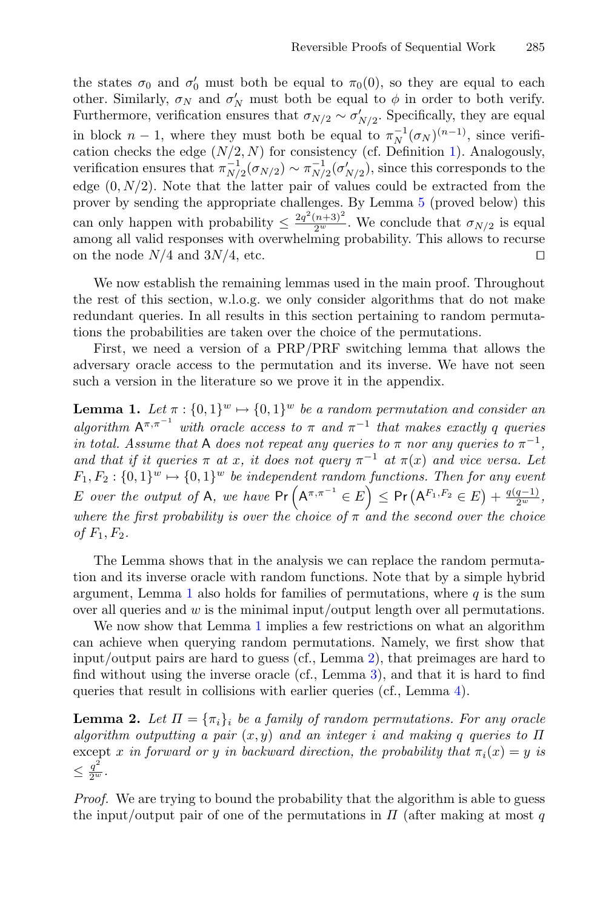the states $\sigma_0$ and $\sigma'_0$ must both be equal to $\pi_0(0)$, so they are equal to each other. Similarly, $\sigma_N$ and $\sigma'_N$ must both be equal to $\phi$ in order to both verify. Furthermore, verification ensures that $\sigma_{N/2} \sim \sigma'_{N/2}$. Specifically, they are equal in block $n-1$, where they must both be equal to $\pi_N^{-1}(\sigma_N)^{(n-1)}$, since verification checks the edge $(N/2, N)$ for consistency (cf. Definition 1). Analogously, verification ensures that $\pi_{N/2}^{-1}(\sigma_{N/2}) \sim \pi_{N/2}^{-1}(\sigma'_{N/2})$, since this corresponds to the edge $(0, N/2)$. Note that the latter pair of values could be extracted from the prover by sending the appropriate challenges. By Lemma 5 (proved below) this can only happen with probability $\leq \frac{2q^2(n+3)^2}{2^w}$. We conclude that $\sigma_{N/2}$ is equal among all valid responses with overwhelming probability. This allows to recurse on the node $N/4$ and $3N/4$, etc. □

We now establish the remaining lemmas used in the main proof. Throughout the rest of this section, w.l.o.g. we only consider algorithms that do not make redundant queries. In all results in this section pertaining to random permutations the probabilities are taken over the choice of the permutations.

First, we need a version of a PRP/PRF switching lemma that allows the adversary oracle access to the permutation and its inverse. We have not seen such a version in the literature so we prove it in the appendix.

**Lemma 1.** *Let $\pi : \{0,1\}^w \mapsto \{0,1\}^w$ be a random permutation and consider an algorithm $\mathsf{A}^{\pi,\pi^{-1}}$ with oracle access to $\pi$ and $\pi^{-1}$ that makes exactly $q$ queries in total. Assume that $\mathsf{A}$ does not repeat any queries to $\pi$ nor any queries to $\pi^{-1}$, and that if it queries $\pi$ at $x$, it does not query $\pi^{-1}$ at $\pi(x)$ and vice versa. Let $F_1, F_2 : \{0,1\}^w \mapsto \{0,1\}^w$ be independent random functions. Then for any event $E$ over the output of $\mathsf{A}$, we have $\Pr\left(\mathsf{A}^{\pi,\pi^{-1}} \in E\right) \leq \Pr\left(\mathsf{A}^{F_1,F_2} \in E\right) + \frac{q(q-1)}{2^w}$, where the first probability is over the choice of $\pi$ and the second over the choice of $F_1, F_2$.*

The Lemma shows that in the analysis we can replace the random permutation and its inverse oracle with random functions. Note that by a simple hybrid argument, Lemma 1 also holds for families of permutations, where $q$ is the sum over all queries and $w$ is the minimal input/output length over all permutations.

We now show that Lemma 1 implies a few restrictions on what an algorithm can achieve when querying random permutations. Namely, we first show that input/output pairs are hard to guess (cf., Lemma 2), that preimages are hard to find without using the inverse oracle (cf., Lemma 3), and that it is hard to find queries that result in collisions with earlier queries (cf., Lemma 4).

**Lemma 2.** *Let $\Pi = \{\pi_i\}_i$ be a family of random permutations. For any oracle algorithm outputting a pair $(x, y)$ and an integer $i$ and making $q$ queries to $\Pi$* except *$x$ in forward or $y$ in backward direction, the probability that $\pi_i(x) = y$ is $\leq \frac{q^2}{2^w}$.*

*Proof.* We are trying to bound the probability that the algorithm is able to guess the input/output pair of one of the permutations in $\Pi$ (after making at most $q$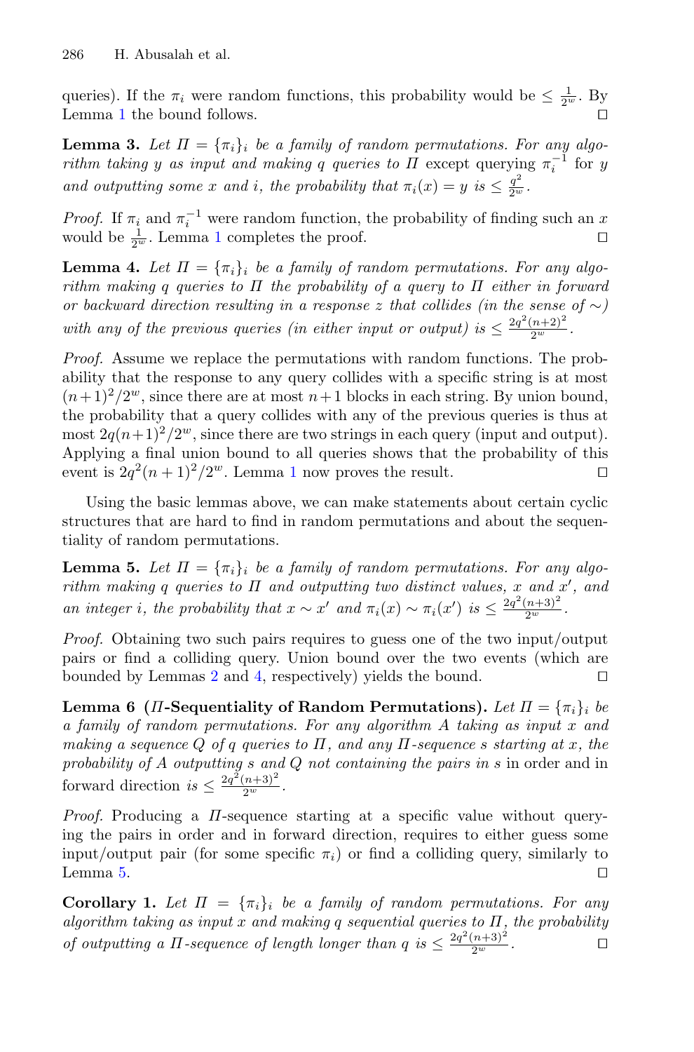queries). If the $\pi_i$ were random functions, this probability would be $\leq \frac{1}{2^w}$. By Lemma 1 the bound follows. ◻

**Lemma 3.** *Let $\Pi = \{\pi_i\}_i$ be a family of random permutations. For any algorithm taking $y$ as input and making $q$ queries to $\Pi$* except querying $\pi_i^{-1}$ for $y$ *and outputting some $x$ and $i$, the probability that $\pi_i(x) = y$ is $\leq \frac{q^2}{2^w}$.*

*Proof.* If $\pi_i$ and $\pi_i^{-1}$ were random function, the probability of finding such an $x$ would be $\frac{1}{2^w}$. Lemma 1 completes the proof. ◻

**Lemma 4.** *Let $\Pi = \{\pi_i\}_i$ be a family of random permutations. For any algorithm making $q$ queries to $\Pi$ the probability of a query to $\Pi$ either in forward or backward direction resulting in a response $z$ that collides (in the sense of $\sim$) with any of the previous queries (in either input or output) is $\leq \frac{2q^2(n+2)^2}{2^w}$.*

*Proof.* Assume we replace the permutations with random functions. The probability that the response to any query collides with a specific string is at most $(n+1)^2/2^w$, since there are at most $n+1$ blocks in each string. By union bound, the probability that a query collides with any of the previous queries is thus at most $2q(n+1)^2/2^w$, since there are two strings in each query (input and output). Applying a final union bound to all queries shows that the probability of this event is $2q^2(n+1)^2/2^w$. Lemma 1 now proves the result. ◻

Using the basic lemmas above, we can make statements about certain cyclic structures that are hard to find in random permutations and about the sequentiality of random permutations.

**Lemma 5.** *Let $\Pi = \{\pi_i\}_i$ be a family of random permutations. For any algorithm making $q$ queries to $\Pi$ and outputting two distinct values, $x$ and $x'$, and an integer $i$, the probability that $x \sim x'$ and $\pi_i(x) \sim \pi_i(x')$ is $\leq \frac{2q^2(n+3)^2}{2^w}$.*

*Proof.* Obtaining two such pairs requires to guess one of the two input/output pairs or find a colliding query. Union bound over the two events (which are bounded by Lemmas 2 and 4, respectively) yields the bound. ◻

**Lemma 6 ($\Pi$-Sequentiality of Random Permutations).** *Let $\Pi = \{\pi_i\}_i$ be a family of random permutations. For any algorithm $A$ taking as input $x$ and making a sequence $Q$ of $q$ queries to $\Pi$, and any $\Pi$-sequence $s$ starting at $x$, the probability of $A$ outputting $s$ and $Q$ not containing the pairs in $s$* in order and in forward direction *is $\leq \frac{2q^2(n+3)^2}{2^w}$.*

*Proof.* Producing a $\Pi$-sequence starting at a specific value without querying the pairs in order and in forward direction, requires to either guess some input/output pair (for some specific $\pi_i$) or find a colliding query, similarly to Lemma 5. ◻

**Corollary 1.** *Let $\Pi = \{\pi_i\}_i$ be a family of random permutations. For any algorithm taking as input $x$ and making $q$ sequential queries to $\Pi$, the probability of outputting a $\Pi$-sequence of length longer than $q$ is $\leq \frac{2q^2(n+3)^2}{2^w}$.* ◻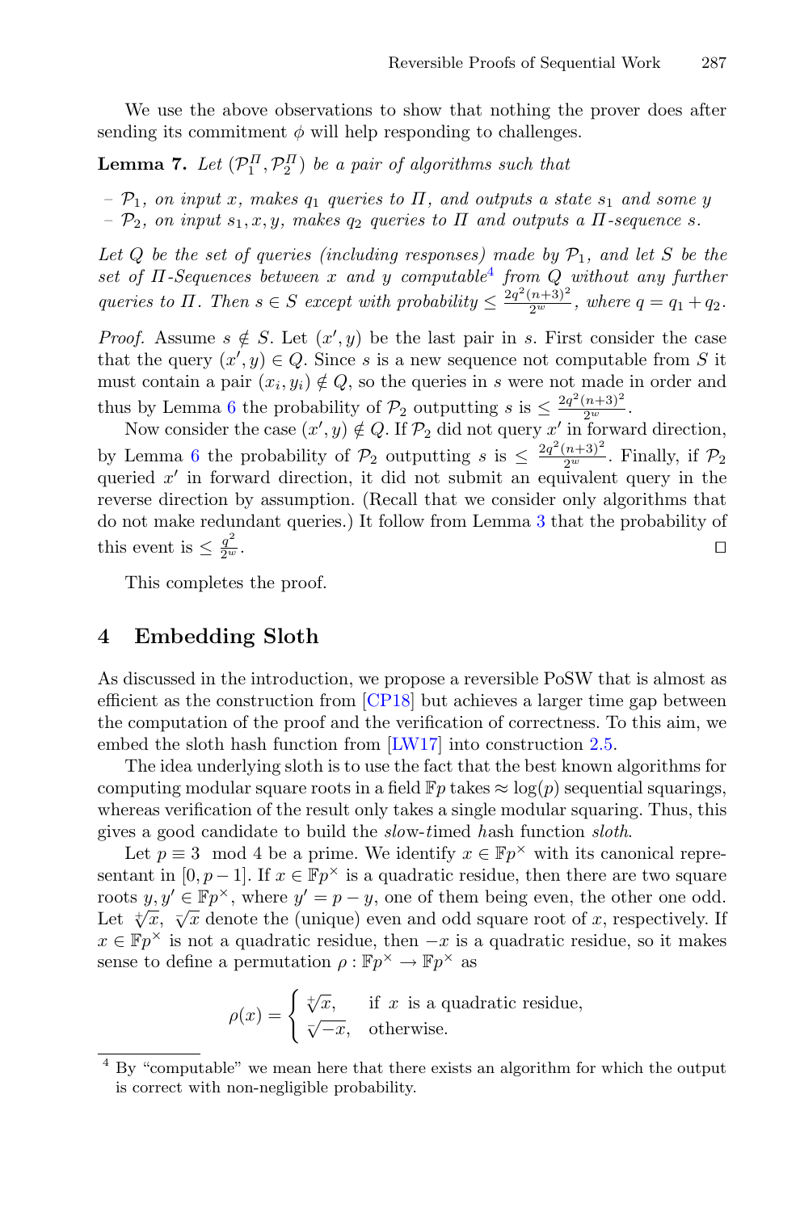We use the above observations to show that nothing the prover does after sending its commitment $\phi$ will help responding to challenges.

**Lemma 7.** *Let $(\mathcal{P}_1^{\Pi}, \mathcal{P}_2^{\Pi})$ be a pair of algorithms such that*

- *$\mathcal{P}_1$, on input $x$, makes $q_1$ queries to $\Pi$, and outputs a state $s_1$ and some $y$*
- *$\mathcal{P}_2$, on input $s_1, x, y$, makes $q_2$ queries to $\Pi$ and outputs a $\Pi$-sequence $s$.*

*Let $Q$ be the set of queries (including responses) made by $\mathcal{P}_1$, and let $S$ be the set of $\Pi$-Sequences between $x$ and $y$ computable[4] from $Q$ without any further queries to $\Pi$. Then $s \in S$ except with probability $\leq \frac{2q^2(n+3)^2}{2^w}$, where $q = q_1 + q_2$.*

*Proof.* Assume $s \notin S$. Let $(x', y)$ be the last pair in $s$. First consider the case that the query $(x', y) \in Q$. Since $s$ is a new sequence not computable from $S$ it must contain a pair $(x_i, y_i) \notin Q$, so the queries in $s$ were not made in order and thus by Lemma 6 the probability of $\mathcal{P}_2$ outputting $s$ is $\leq \frac{2q^2(n+3)^2}{2^w}$.

Now consider the case $(x', y) \notin Q$. If $\mathcal{P}_2$ did not query $x'$ in forward direction, by Lemma 6 the probability of $\mathcal{P}_2$ outputting $s$ is $\leq \frac{2q^2(n+3)^2}{2^w}$. Finally, if $\mathcal{P}_2$ queried $x'$ in forward direction, it did not submit an equivalent query in the reverse direction by assumption. (Recall that we consider only algorithms that do not make redundant queries.) It follow from Lemma 3 that the probability of this event is $\leq \frac{q^2}{2^w}$. $\square$

This completes the proof.

## 4 Embedding Sloth

As discussed in the introduction, we propose a reversible PoSW that is almost as efficient as the construction from [CP18] but achieves a larger time gap between the computation of the proof and the verification of correctness. To this aim, we embed the sloth hash function from [LW17] into construction 2.5.

The idea underlying sloth is to use the fact that the best known algorithms for computing modular square roots in a field $\mathbb{F}p$ takes $\approx \log(p)$ sequential squarings, whereas verification of the result only takes a single modular squaring. Thus, this gives a good candidate to build the *slo*w-*t*imed *h*ash function *sloth*.

Let $p \equiv 3 \mod 4$ be a prime. We identify $x \in \mathbb{F}p^{\times}$ with its canonical representant in $[0, p-1]$. If $x \in \mathbb{F}p^{\times}$ is a quadratic residue, then there are two square roots $y, y' \in \mathbb{F}p^{\times}$, where $y' = p - y$, one of them being even, the other one odd. Let $\sqrt[+]{x}$, $\sqrt[-]{x}$ denote the (unique) even and odd square root of $x$, respectively. If $x \in \mathbb{F}p^{\times}$ is not a quadratic residue, then $-x$ is a quadratic residue, so it makes sense to define a permutation $\rho : \mathbb{F}p^{\times} \to \mathbb{F}p^{\times}$ as

$$\rho(x) = \begin{cases} \sqrt[+]{x}, & \text{if } x \text{ is a quadratic residue,} \\ \sqrt[-]{-x}, & \text{otherwise.} \end{cases}$$

[4] By "computable" we mean here that there exists an algorithm for which the output is correct with non-negligible probability.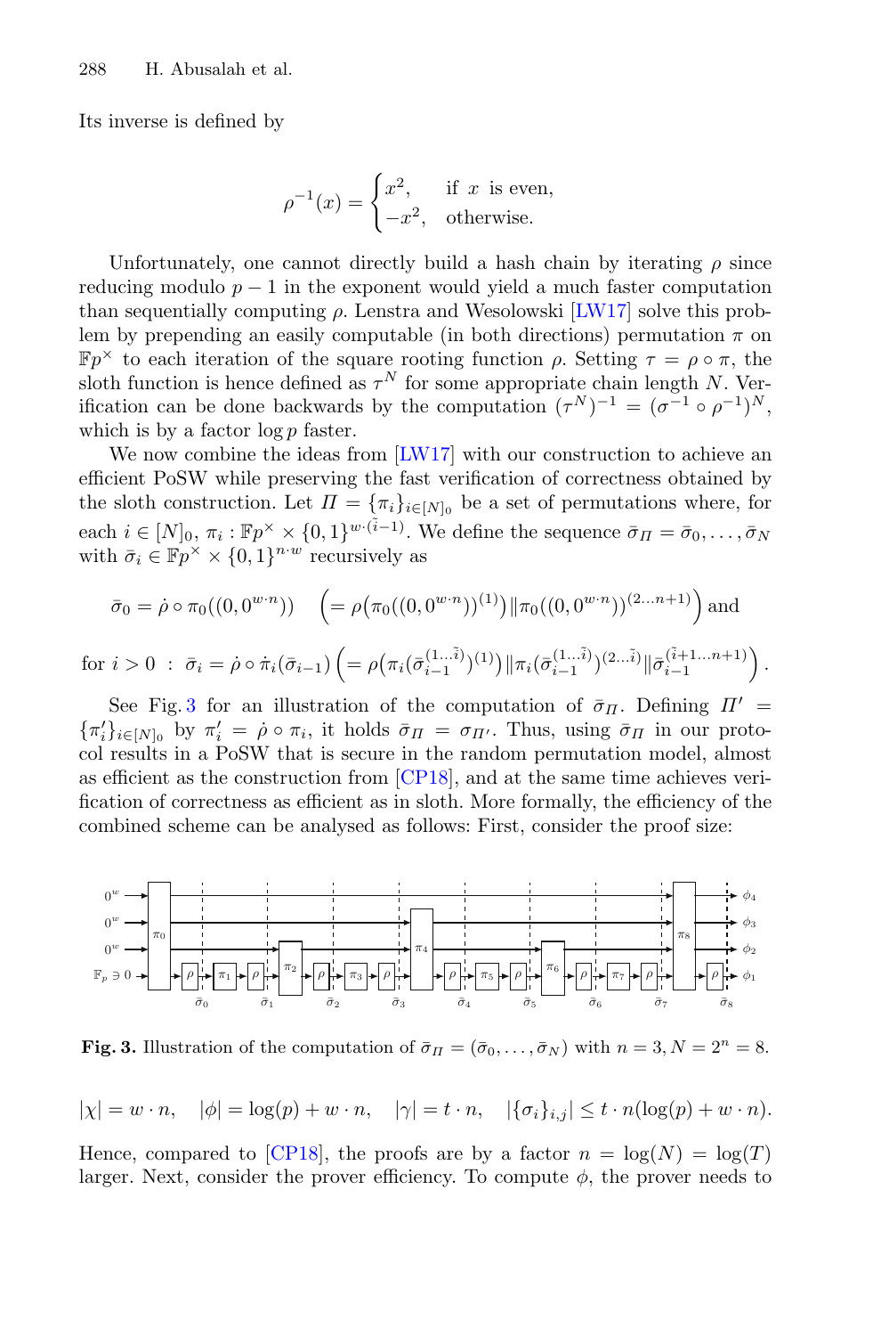Its inverse is defined by

$$\rho^{-1}(x) = \begin{cases} x^2, & \text{if } x \text{ is even,} \\ -x^2, & \text{otherwise.} \end{cases}$$

Unfortunately, one cannot directly build a hash chain by iterating $\rho$ since reducing modulo $p-1$ in the exponent would yield a much faster computation than sequentially computing $\rho$. Lenstra and Wesolowski [LW17] solve this problem by prepending an easily computable (in both directions) permutation $\pi$ on $\mathbb{F}p^{\times}$ to each iteration of the square rooting function $\rho$. Setting $\tau = \rho \circ \pi$, the sloth function is hence defined as $\tau^N$ for some appropriate chain length $N$. Verification can be done backwards by the computation $(\tau^N)^{-1} = (\sigma^{-1} \circ \rho^{-1})^N$, which is by a factor $\log p$ faster.

We now combine the ideas from [LW17] with our construction to achieve an efficient PoSW while preserving the fast verification of correctness obtained by the sloth construction. Let $\Pi = \{\pi_i\}_{i \in [N]_0}$ be a set of permutations where, for each $i \in [N]_0$, $\pi_i : \mathbb{F}p^{\times} \times \{0,1\}^{w \cdot (\tilde{i}-1)}$. We define the sequence $\bar{\sigma}_\Pi = \bar{\sigma}_0, \ldots, \bar{\sigma}_N$ with $\bar{\sigma}_i \in \mathbb{F}p^{\times} \times \{0,1\}^{n \cdot w}$ recursively as

$$\bar{\sigma}_0 = \dot{\rho} \circ \pi_0((0, 0^{w \cdot n})) \quad \left( = \rho\big(\pi_0((0, 0^{w \cdot n}))^{(1)}\big) \| \pi_0((0, 0^{w \cdot n}))^{(2 \ldots n+1)} \right) \text{ and}$$

$$\text{for } i > 0 \; : \; \bar{\sigma}_i = \dot{\rho} \circ \dot{\pi}_i(\bar{\sigma}_{i-1}) \left( = \rho\big(\pi_i(\bar{\sigma}_{i-1}^{(1 \ldots \tilde{i})})^{(1)}\big) \| \pi_i(\bar{\sigma}_{i-1}^{(1 \ldots \tilde{i})})^{(2 \ldots \tilde{i})} \| \bar{\sigma}_{i-1}^{(\tilde{i}+1 \ldots n+1)} \right).$$

See Fig. 3 for an illustration of the computation of $\bar{\sigma}_\Pi$. Defining $\Pi' = \{\pi'_i\}_{i \in [N]_0}$ by $\pi'_i = \dot{\rho} \circ \pi_i$, it holds $\bar{\sigma}_\Pi = \sigma_{\Pi'}$. Thus, using $\bar{\sigma}_\Pi$ in our protocol results in a PoSW that is secure in the random permutation model, almost as efficient as the construction from [CP18], and at the same time achieves verification of correctness as efficient as in sloth. More formally, the efficiency of the combined scheme can be analysed as follows: First, consider the proof size:

**Fig. 3.** Illustration of the computation of $\bar{\sigma}_\Pi = (\bar{\sigma}_0, \ldots, \bar{\sigma}_N)$ with $n = 3, N = 2^n = 8$.

$$|\chi| = w \cdot n, \quad |\phi| = \log(p) + w \cdot n, \quad |\gamma| = t \cdot n, \quad |\{\sigma_i\}_{i,j}| \leq t \cdot n(\log(p) + w \cdot n).$$

Hence, compared to [CP18], the proofs are by a factor $n = \log(N) = \log(T)$ larger. Next, consider the prover efficiency. To compute $\phi$, the prover needs to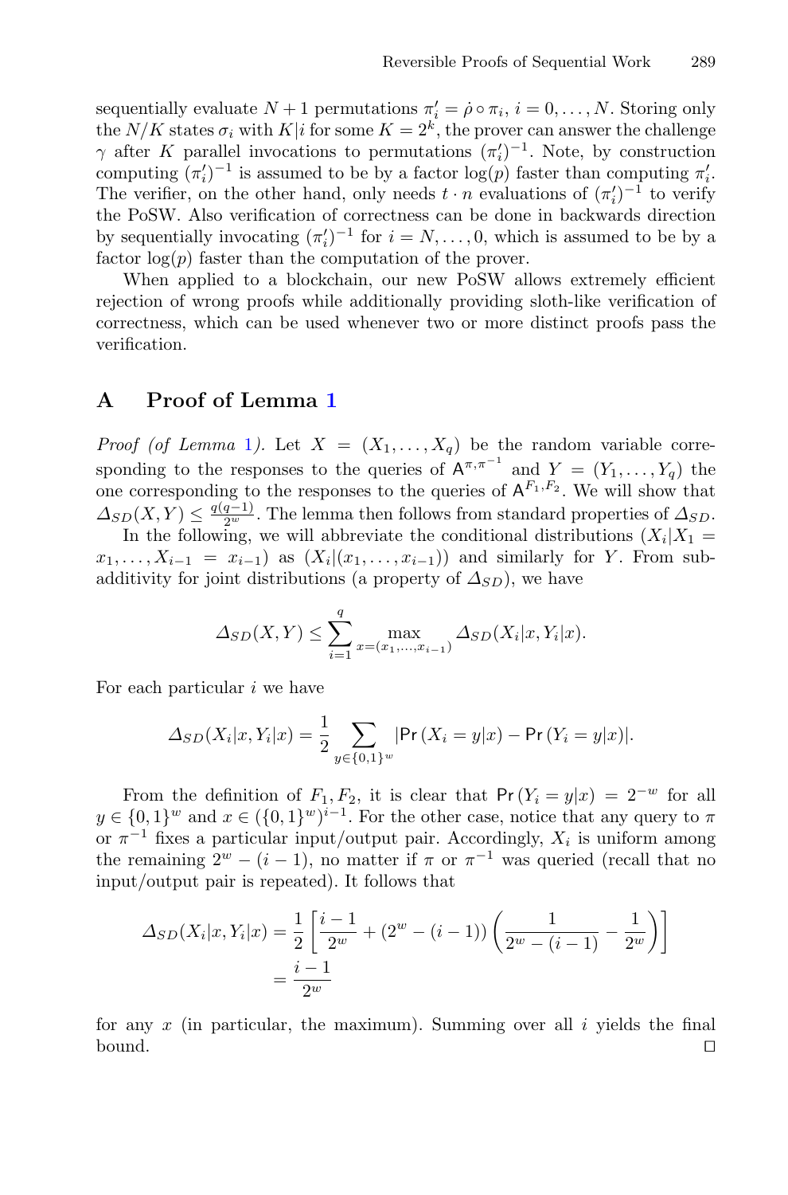sequentially evaluate $N+1$ permutations $\pi'_i = \dot{\rho} \circ \pi_i$, $i = 0, \ldots, N$. Storing only the $N/K$ states $\sigma_i$ with $K|i$ for some $K = 2^k$, the prover can answer the challenge $\gamma$ after $K$ parallel invocations to permutations $(\pi'_i)^{-1}$. Note, by construction computing $(\pi'_i)^{-1}$ is assumed to be by a factor $\log(p)$ faster than computing $\pi'_i$. The verifier, on the other hand, only needs $t \cdot n$ evaluations of $(\pi'_i)^{-1}$ to verify the PoSW. Also verification of correctness can be done in backwards direction by sequentially invocating $(\pi'_i)^{-1}$ for $i = N, \ldots, 0$, which is assumed to be by a factor $\log(p)$ faster than the computation of the prover.

When applied to a blockchain, our new PoSW allows extremely efficient rejection of wrong proofs while additionally providing sloth-like verification of correctness, which can be used whenever two or more distinct proofs pass the verification.

## A Proof of Lemma 1

*Proof (of Lemma 1).* Let $X = (X_1, \ldots, X_q)$ be the random variable corresponding to the responses to the queries of $\mathsf{A}^{\pi,\pi^{-1}}$ and $Y = (Y_1, \ldots, Y_q)$ the one corresponding to the responses to the queries of $\mathsf{A}^{F_1,F_2}$. We will show that $\Delta_{SD}(X,Y) \leq \frac{q(q-1)}{2^w}$. The lemma then follows from standard properties of $\Delta_{SD}$.

In the following, we will abbreviate the conditional distributions $(X_i | X_1 = x_1, \ldots, X_{i-1} = x_{i-1})$ as $(X_i | (x_1, \ldots, x_{i-1}))$ and similarly for $Y$. From subadditivity for joint distributions (a property of $\Delta_{SD}$), we have

$$\Delta_{SD}(X,Y) \leq \sum_{i=1}^{q} \max_{x=(x_1,\ldots,x_{i-1})} \Delta_{SD}(X_i|x, Y_i|x).$$

For each particular $i$ we have

$$\Delta_{SD}(X_i|x, Y_i|x) = \frac{1}{2} \sum_{y \in \{0,1\}^w} |\mathsf{Pr}\,(X_i = y|x) - \mathsf{Pr}\,(Y_i = y|x)|.$$

From the definition of $F_1, F_2$, it is clear that $\mathsf{Pr}\,(Y_i = y|x) = 2^{-w}$ for all $y \in \{0,1\}^w$ and $x \in (\{0,1\}^w)^{i-1}$. For the other case, notice that any query to $\pi$ or $\pi^{-1}$ fixes a particular input/output pair. Accordingly, $X_i$ is uniform among the remaining $2^w - (i-1)$, no matter if $\pi$ or $\pi^{-1}$ was queried (recall that no input/output pair is repeated). It follows that

$$\begin{aligned}
\Delta_{SD}(X_i|x, Y_i|x) &= \frac{1}{2}\left[\frac{i-1}{2^w} + (2^w - (i-1))\left(\frac{1}{2^w - (i-1)} - \frac{1}{2^w}\right)\right] \\
&= \frac{i-1}{2^w}
\end{aligned}$$

for any $x$ (in particular, the maximum). Summing over all $i$ yields the final bound. $\square$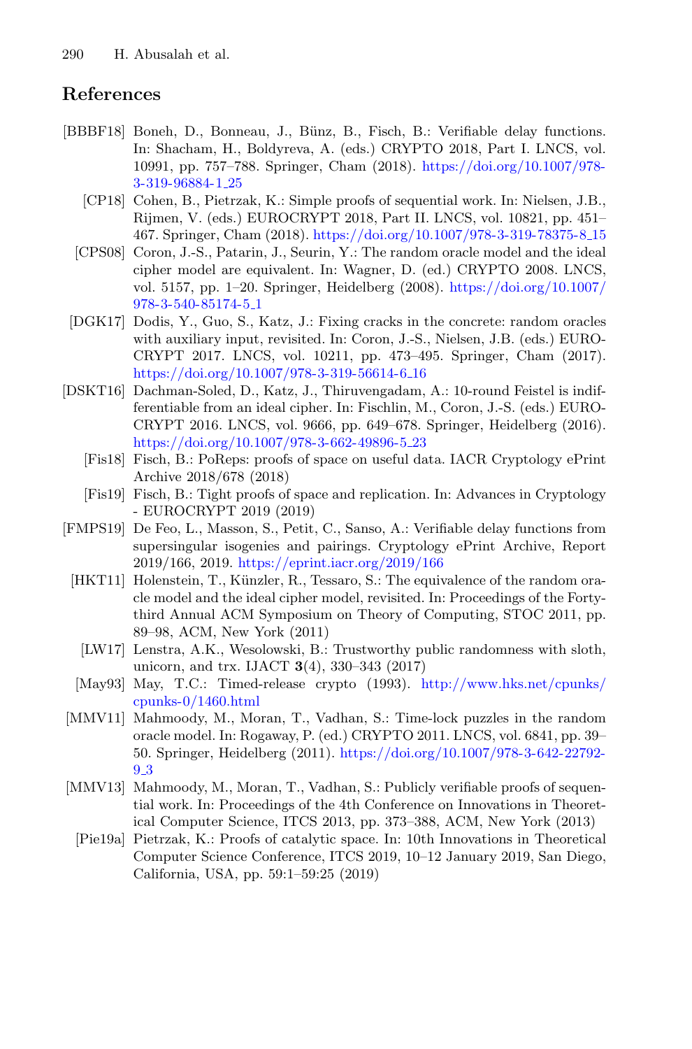## References

[BBBF18] Boneh, D., Bonneau, J., Bünz, B., Fisch, B.: Verifiable delay functions. In: Shacham, H., Boldyreva, A. (eds.) CRYPTO 2018, Part I. LNCS, vol. 10991, pp. 757–788. Springer, Cham (2018). https://doi.org/10.1007/978-3-319-96884-1_25

[CP18] Cohen, B., Pietrzak, K.: Simple proofs of sequential work. In: Nielsen, J.B., Rijmen, V. (eds.) EUROCRYPT 2018, Part II. LNCS, vol. 10821, pp. 451–467. Springer, Cham (2018). https://doi.org/10.1007/978-3-319-78375-8_15

[CPS08] Coron, J.-S., Patarin, J., Seurin, Y.: The random oracle model and the ideal cipher model are equivalent. In: Wagner, D. (ed.) CRYPTO 2008. LNCS, vol. 5157, pp. 1–20. Springer, Heidelberg (2008). https://doi.org/10.1007/978-3-540-85174-5_1

[DGK17] Dodis, Y., Guo, S., Katz, J.: Fixing cracks in the concrete: random oracles with auxiliary input, revisited. In: Coron, J.-S., Nielsen, J.B. (eds.) EUROCRYPT 2017. LNCS, vol. 10211, pp. 473–495. Springer, Cham (2017). https://doi.org/10.1007/978-3-319-56614-6_16

[DSKT16] Dachman-Soled, D., Katz, J., Thiruvengadam, A.: 10-round Feistel is indifferentiable from an ideal cipher. In: Fischlin, M., Coron, J.-S. (eds.) EUROCRYPT 2016. LNCS, vol. 9666, pp. 649–678. Springer, Heidelberg (2016). https://doi.org/10.1007/978-3-662-49896-5_23

[Fis18] Fisch, B.: PoReps: proofs of space on useful data. IACR Cryptology ePrint Archive 2018/678 (2018)

[Fis19] Fisch, B.: Tight proofs of space and replication. In: Advances in Cryptology - EUROCRYPT 2019 (2019)

[FMPS19] De Feo, L., Masson, S., Petit, C., Sanso, A.: Verifiable delay functions from supersingular isogenies and pairings. Cryptology ePrint Archive, Report 2019/166, 2019. https://eprint.iacr.org/2019/166

[HKT11] Holenstein, T., Künzler, R., Tessaro, S.: The equivalence of the random oracle model and the ideal cipher model, revisited. In: Proceedings of the Forty-third Annual ACM Symposium on Theory of Computing, STOC 2011, pp. 89–98, ACM, New York (2011)

[LW17] Lenstra, A.K., Wesolowski, B.: Trustworthy public randomness with sloth, unicorn, and trx. IJACT **3**(4), 330–343 (2017)

[May93] May, T.C.: Timed-release crypto (1993). http://www.hks.net/cpunks/cpunks-0/1460.html

[MMV11] Mahmoody, M., Moran, T., Vadhan, S.: Time-lock puzzles in the random oracle model. In: Rogaway, P. (ed.) CRYPTO 2011. LNCS, vol. 6841, pp. 39–50. Springer, Heidelberg (2011). https://doi.org/10.1007/978-3-642-22792-9_3

[MMV13] Mahmoody, M., Moran, T., Vadhan, S.: Publicly verifiable proofs of sequential work. In: Proceedings of the 4th Conference on Innovations in Theoretical Computer Science, ITCS 2013, pp. 373–388, ACM, New York (2013)

[Pie19a] Pietrzak, K.: Proofs of catalytic space. In: 10th Innovations in Theoretical Computer Science Conference, ITCS 2019, 10–12 January 2019, San Diego, California, USA, pp. 59:1–59:25 (2019)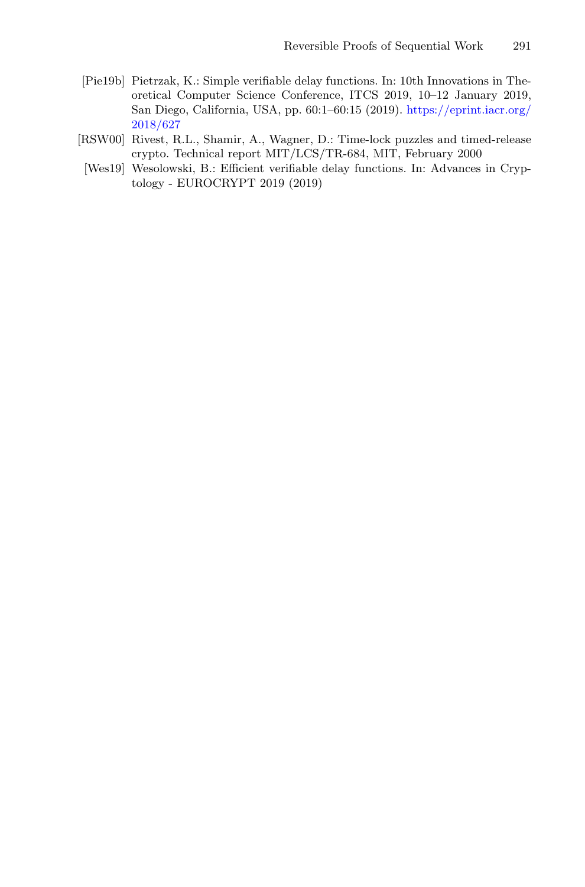[Pie19b] Pietrzak, K.: Simple verifiable delay functions. In: 10th Innovations in Theoretical Computer Science Conference, ITCS 2019, 10–12 January 2019, San Diego, California, USA, pp. 60:1–60:15 (2019). https://eprint.iacr.org/2018/627

[RSW00] Rivest, R.L., Shamir, A., Wagner, D.: Time-lock puzzles and timed-release crypto. Technical report MIT/LCS/TR-684, MIT, February 2000

[Wes19] Wesolowski, B.: Efficient verifiable delay functions. In: Advances in Cryptology - EUROCRYPT 2019 (2019)